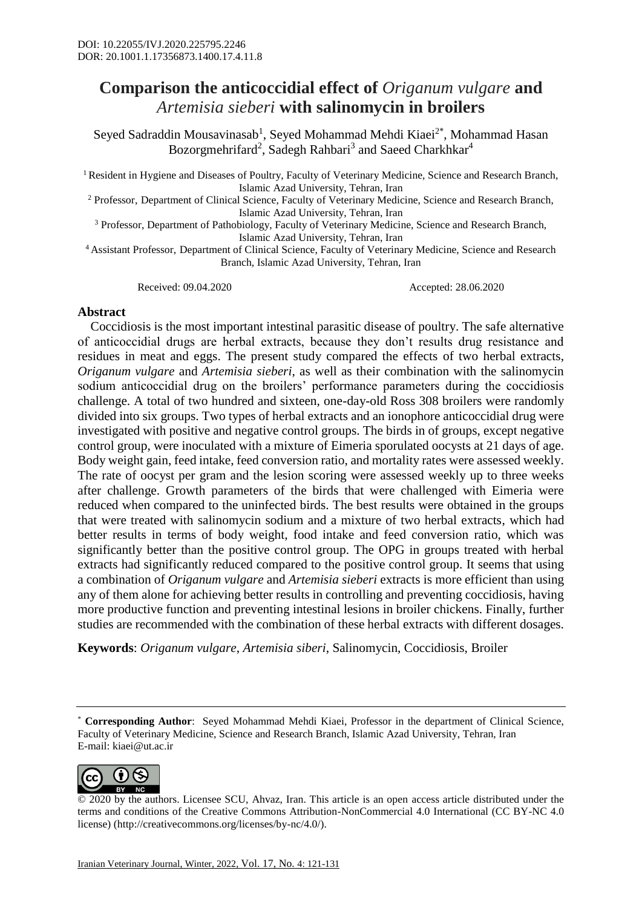DOI: 10.22055/IVJ.2020.225795.2246
DOR: 20.1001.1.17356873.1400.17.4.11.8

# Comparison the anticoccidial effect of *Origanum vulgare* and *Artemisia sieberi* with salinomycin in broilers

Seyed Sadraddin Mousavinasab[1], Seyed Mohammad Mehdi Kiaei[2*], Mohammad Hasan Bozorgmehrifard[2], Sadegh Rahbari[3] and Saeed Charkhkar[4]

[1] Resident in Hygiene and Diseases of Poultry, Faculty of Veterinary Medicine, Science and Research Branch, Islamic Azad University, Tehran, Iran
[2] Professor, Department of Clinical Science, Faculty of Veterinary Medicine, Science and Research Branch, Islamic Azad University, Tehran, Iran
[3] Professor, Department of Pathobiology, Faculty of Veterinary Medicine, Science and Research Branch, Islamic Azad University, Tehran, Iran
[4] Assistant Professor, Department of Clinical Science, Faculty of Veterinary Medicine, Science and Research Branch, Islamic Azad University, Tehran, Iran

Received: 09.04.2020 Accepted: 28.06.2020

## Abstract

Coccidiosis is the most important intestinal parasitic disease of poultry. The safe alternative of anticoccidial drugs are herbal extracts, because they don't results drug resistance and residues in meat and eggs. The present study compared the effects of two herbal extracts, *Origanum vulgare* and *Artemisia sieberi*, as well as their combination with the salinomycin sodium anticoccidial drug on the broilers' performance parameters during the coccidiosis challenge. A total of two hundred and sixteen, one-day-old Ross 308 broilers were randomly divided into six groups. Two types of herbal extracts and an ionophore anticoccidial drug were investigated with positive and negative control groups. The birds in of groups, except negative control group, were inoculated with a mixture of Eimeria sporulated oocysts at 21 days of age. Body weight gain, feed intake, feed conversion ratio, and mortality rates were assessed weekly. The rate of oocyst per gram and the lesion scoring were assessed weekly up to three weeks after challenge. Growth parameters of the birds that were challenged with Eimeria were reduced when compared to the uninfected birds. The best results were obtained in the groups that were treated with salinomycin sodium and a mixture of two herbal extracts, which had better results in terms of body weight, food intake and feed conversion ratio, which was significantly better than the positive control group. The OPG in groups treated with herbal extracts had significantly reduced compared to the positive control group. It seems that using a combination of *Origanum vulgare* and *Artemisia sieberi* extracts is more efficient than using any of them alone for achieving better results in controlling and preventing coccidiosis, having more productive function and preventing intestinal lesions in broiler chickens. Finally, further studies are recommended with the combination of these herbal extracts with different dosages.

**Keywords**: *Origanum vulgare*, *Artemisia siberi*, Salinomycin, Coccidiosis, Broiler

---

[*] **Corresponding Author**: Seyed Mohammad Mehdi Kiaei, Professor in the department of Clinical Science, Faculty of Veterinary Medicine, Science and Research Branch, Islamic Azad University, Tehran, Iran
E-mail: kiaei@ut.ac.ir

© 2020 by the authors. Licensee SCU, Ahvaz, Iran. This article is an open access article distributed under the terms and conditions of the Creative Commons Attribution-NonCommercial 4.0 International (CC BY-NC 4.0 license) (http://creativecommons.org/licenses/by-nc/4.0/).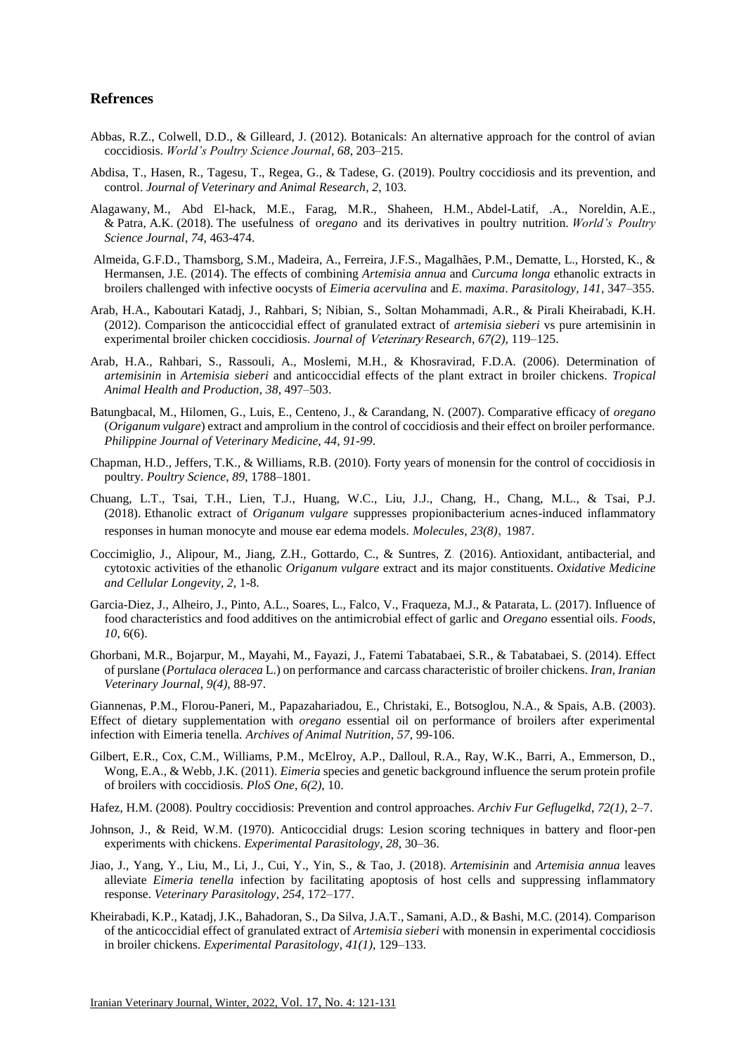## Refrences

Abbas, R.Z., Colwell, D.D., & Gilleard, J. (2012). Botanicals: An alternative approach for the control of avian coccidiosis. *World's Poultry Science Journal*, *68*, 203–215.

Abdisa, T., Hasen, R., Tagesu, T., Regea, G., & Tadese, G. (2019). Poultry coccidiosis and its prevention, and control. *Journal of Veterinary and Animal Research*, *2*, 103.

Alagawany, M., Abd El-hack, M.E., Farag, M.R., Shaheen, H.M., Abdel-Latif, .A., Noreldin, A.E., & Patra, A.K. (2018). The usefulness of o*regano* and its derivatives in poultry nutrition. *World's Poultry Science Journal*, *74*, 463-474.

Almeida, G.F.D., Thamsborg, S.M., Madeira, A., Ferreira, J.F.S., Magalhães, P.M., Dematte, L., Horsted, K., & Hermansen, J.E. (2014). The effects of combining *Artemisia annua* and *Curcuma longa* ethanolic extracts in broilers challenged with infective oocysts of *Eimeria acervulina* and *E. maxima*. *Parasitology*, *141*, 347–355.

Arab, H.A., Kaboutari Katadj, J., Rahbari, S; Nibian, S., Soltan Mohammadi, A.R., & Pirali Kheirabadi, K.H. (2012). Comparison the anticoccidial effect of granulated extract of *artemisia sieberi* vs pure artemisinin in experimental broiler chicken coccidiosis. *Journal of Veterinary Research*, *67(2)*, 119–125.

Arab, H.A., Rahbari, S., Rassouli, A., Moslemi, M.H., & Khosravirad, F.D.A. (2006). Determination of *artemisinin* in *Artemisia sieberi* and anticoccidial effects of the plant extract in broiler chickens. *Tropical Animal Health and Production*, *38*, 497–503.

Batungbacal, M., Hilomen, G., Luis, E., Centeno, J., & Carandang, N. (2007). Comparative efficacy of *oregano* (*Origanum vulgare*) extract and amprolium in the control of coccidiosis and their effect on broiler performance. *Philippine Journal of Veterinary Medicine*, *44*, *91-99*.

Chapman, H.D., Jeffers, T.K., & Williams, R.B. (2010). Forty years of monensin for the control of coccidiosis in poultry. *Poultry Science*, *89*, 1788–1801.

Chuang, L.T., Tsai, T.H., Lien, T.J., Huang, W.C., Liu, J.J., Chang, H., Chang, M.L., & Tsai, P.J. (2018). Ethanolic extract of *Origanum vulgare* suppresses propionibacterium acnes-induced inflammatory responses in human monocyte and mouse ear edema models. *Molecules*, *23(8)*, 1987.

Coccimiglio, J., Alipour, M., Jiang, Z.H., Gottardo, C., & Suntres, Z. (2016). Antioxidant, antibacterial, and cytotoxic activities of the ethanolic *Origanum vulgare* extract and its major constituents. *Oxidative Medicine and Cellular Longevity*, *2*, 1-8.

Garcia-Diez, J., Alheiro, J., Pinto, A.L., Soares, L., Falco, V., Fraqueza, M.J., & Patarata, L. (2017). Influence of food characteristics and food additives on the antimicrobial effect of garlic and *Oregano* essential oils. *Foods*, *10*, 6(6).

Ghorbani, M.R., Bojarpur, M., Mayahi, M., Fayazi, J., Fatemi Tabatabaei, S.R., & Tabatabaei, S. (2014). Effect of purslane (*Portulaca oleracea* L.) on performance and carcass characteristic of broiler chickens. *Iran, Iranian Veterinary Journal*, *9(4)*, 88-97.

Giannenas, P.M., Florou-Paneri, M., Papazahariadou, E., Christaki, E., Botsoglou, N.A., & Spais, A.B. (2003). Effect of dietary supplementation with *oregano* essential oil on performance of broilers after experimental infection with Eimeria tenella. *Archives of Animal Nutrition*, *57*, 99-106.

Gilbert, E.R., Cox, C.M., Williams, P.M., McElroy, A.P., Dalloul, R.A., Ray, W.K., Barri, A., Emmerson, D., Wong, E.A., & Webb, J.K. (2011). *Eimeria* species and genetic background influence the serum protein profile of broilers with coccidiosis. *PloS One*, *6(2)*, 10.

Hafez, H.M. (2008). Poultry coccidiosis: Prevention and control approaches. *Archiv Fur Geflugelkd*, *72(1)*, 2–7.

Johnson, J., & Reid, W.M. (1970). Anticoccidial drugs: Lesion scoring techniques in battery and floor-pen experiments with chickens. *Experimental Parasitology*, *28*, 30–36.

Jiao, J., Yang, Y., Liu, M., Li, J., Cui, Y., Yin, S., & Tao, J. (2018). *Artemisinin* and *Artemisia annua* leaves alleviate *Eimeria tenella* infection by facilitating apoptosis of host cells and suppressing inflammatory response. *Veterinary Parasitology*, *254*, 172–177.

Kheirabadi, K.P., Katadj, J.K., Bahadoran, S., Da Silva, J.A.T., Samani, A.D., & Bashi, M.C. (2014). Comparison of the anticoccidial effect of granulated extract of *Artemisia sieberi* with monensin in experimental coccidiosis in broiler chickens. *Experimental Parasitology*, *41(1)*, 129–133.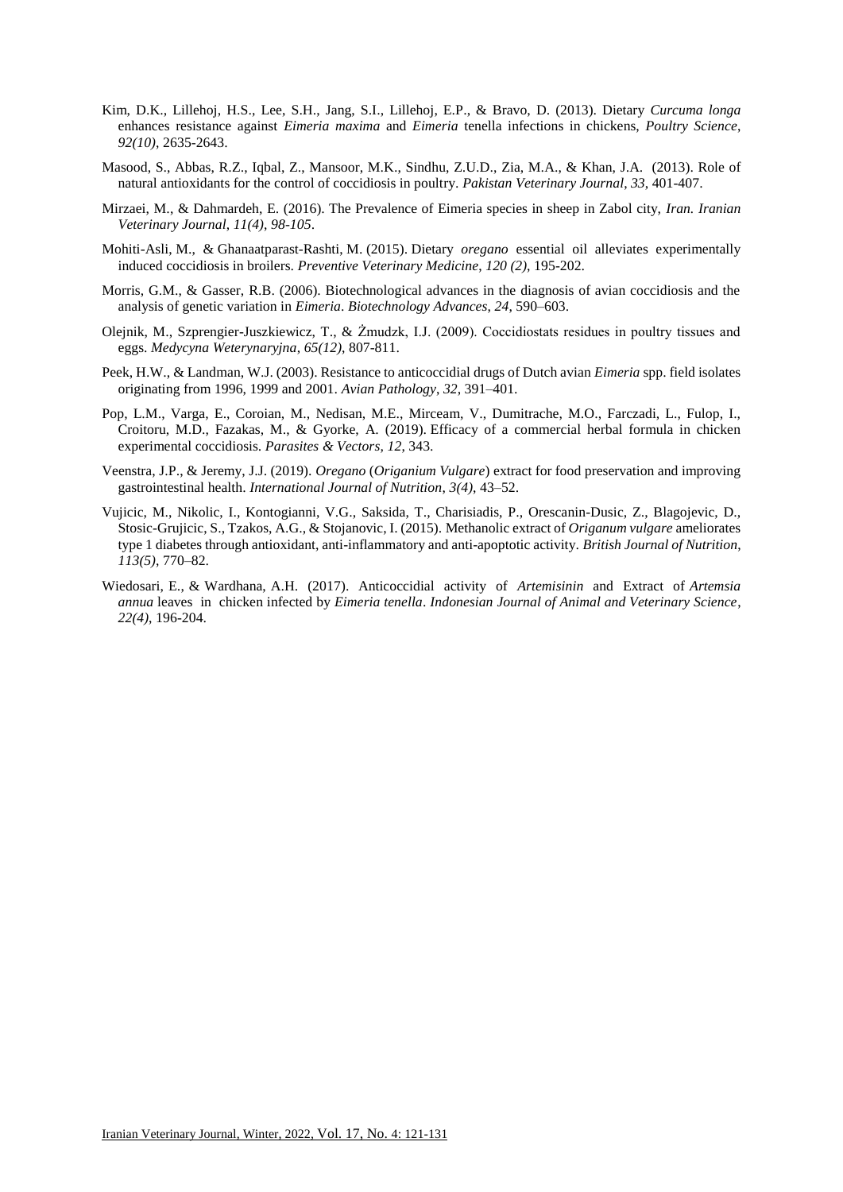Kim, D.K., Lillehoj, H.S., Lee, S.H., Jang, S.I., Lillehoj, E.P., & Bravo, D. (2013). Dietary *Curcuma longa* enhances resistance against *Eimeria maxima* and *Eimeria* tenella infections in chickens, *Poultry Science*, *92(10)*, 2635-2643.

Masood, S., Abbas, R.Z., Iqbal, Z., Mansoor, M.K., Sindhu, Z.U.D., Zia, M.A., & Khan, J.A. (2013). Role of natural antioxidants for the control of coccidiosis in poultry. *Pakistan Veterinary Journal*, *33*, 401-407.

Mirzaei, M., & Dahmardeh, E. (2016). The Prevalence of Eimeria species in sheep in Zabol city, *Iran. Iranian Veterinary Journal*, *11(4)*, *98-105*.

Mohiti-Asli, M., & Ghanaatparast-Rashti, M. (2015). Dietary *oregano* essential oil alleviates experimentally induced coccidiosis in broilers. *Preventive Veterinary Medicine*, *120 (2)*, 195-202.

Morris, G.M., & Gasser, R.B. (2006). Biotechnological advances in the diagnosis of avian coccidiosis and the analysis of genetic variation in *Eimeria*. *Biotechnology Advances*, *24*, 590–603.

Olejnik, M., Szprengier-Juszkiewicz, T., & Żmudzk, I.J. (2009). Coccidiostats residues in poultry tissues and eggs. *Medycyna Weterynaryjna*, *65(12)*, 807-811.

Peek, H.W., & Landman, W.J. (2003). Resistance to anticoccidial drugs of Dutch avian *Eimeria* spp. field isolates originating from 1996, 1999 and 2001. *Avian Pathology*, *32*, 391–401.

Pop, L.M., Varga, E., Coroian, M., Nedisan, M.E., Mirceam, V., Dumitrache, M.O., Farczadi, L., Fulop, I., Croitoru, M.D., Fazakas, M., & Gyorke, A. (2019). Efficacy of a commercial herbal formula in chicken experimental coccidiosis. *Parasites & Vectors*, *12*, 343.

Veenstra, J.P., & Jeremy, J.J. (2019). *Oregano* (*Origanium Vulgare*) extract for food preservation and improving gastrointestinal health. *International Journal of Nutrition*, *3(4)*, 43–52.

Vujicic, M., Nikolic, I., Kontogianni, V.G., Saksida, T., Charisiadis, P., Orescanin-Dusic, Z., Blagojevic, D., Stosic-Grujicic, S., Tzakos, A.G., & Stojanovic, I. (2015). Methanolic extract of *Origanum vulgare* ameliorates type 1 diabetes through antioxidant, anti-inflammatory and anti-apoptotic activity. *British Journal of Nutrition*, *113(5)*, 770–82.

Wiedosari, E., & Wardhana, A.H. (2017). Anticoccidial activity of *Artemisinin* and Extract of *Artemsia annua* leaves in chicken infected by *Eimeria tenella*. *Indonesian Journal of Animal and Veterinary Science*, *22(4)*, 196-204.